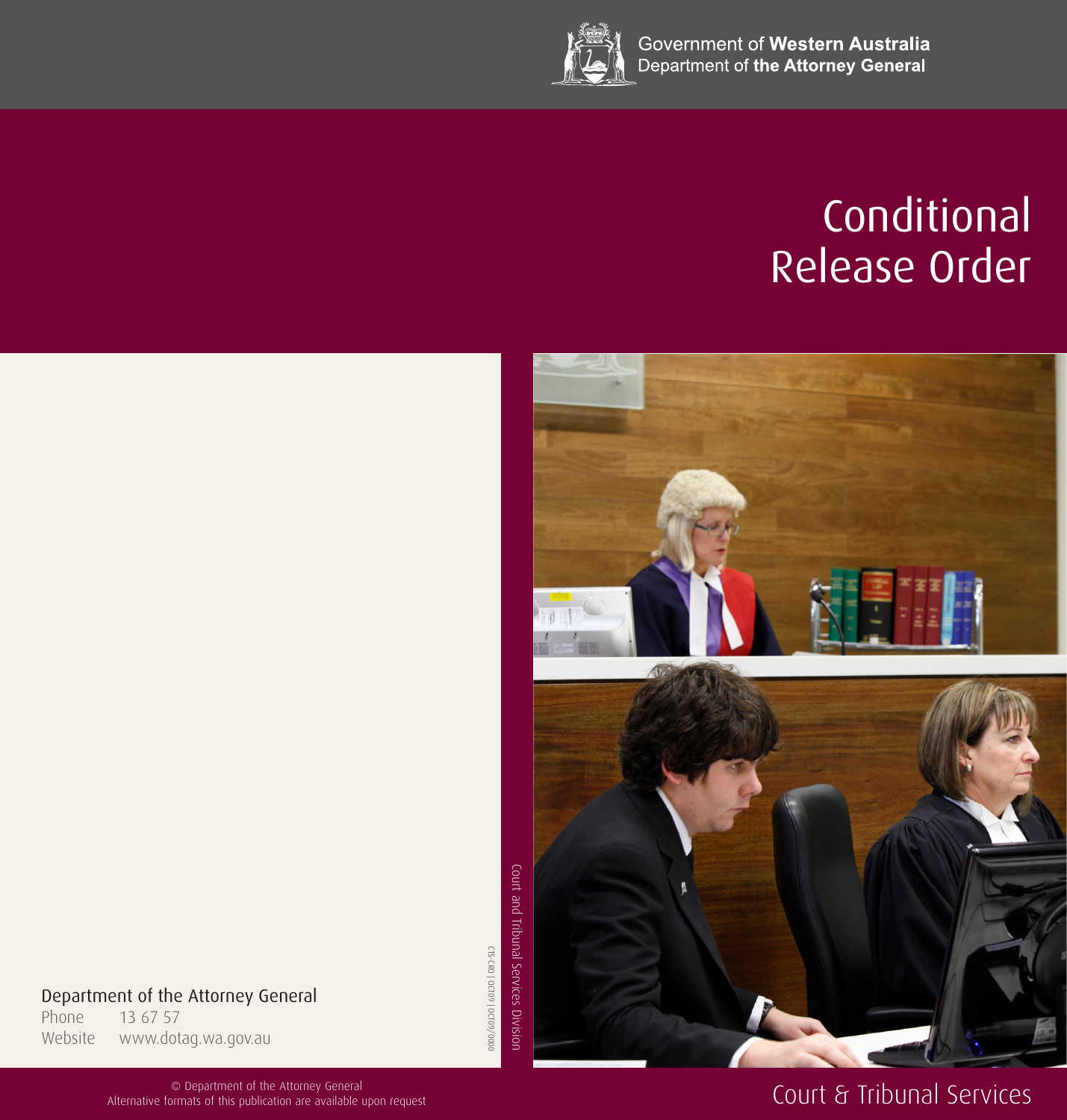Government of **Western Australia**
Department of **the Attorney General**

# Conditional Release Order

Court and Tribunal Services Division

CTS-CRO | OCT09 | OCT09/0000

Department of the Attorney General

Phone 13 67 57

Website www.dotag.wa.gov.au

© Department of the Attorney General

Alternative formats of this publication are available upon request

Court & Tribunal Services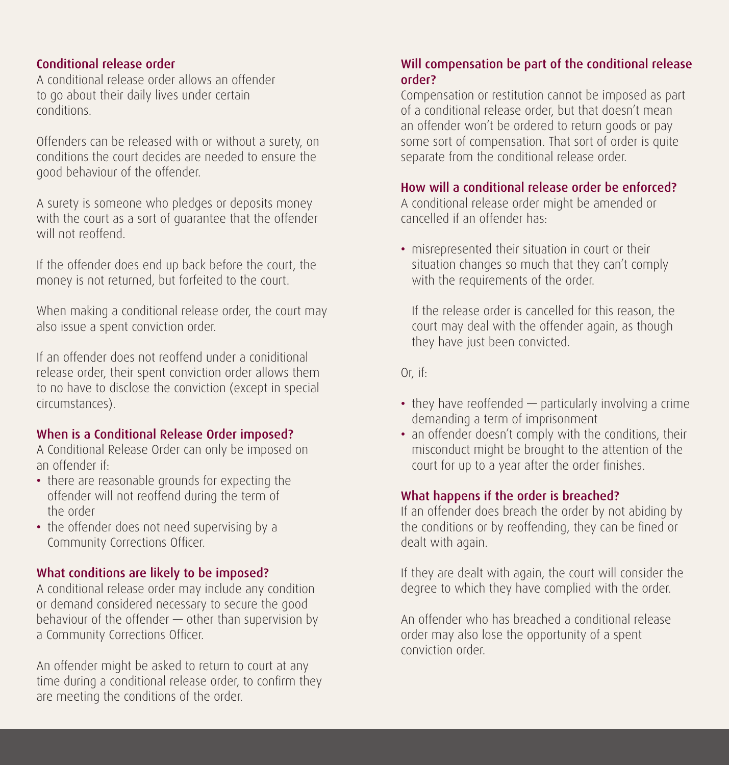## Conditional release order

A conditional release order allows an offender to go about their daily lives under certain conditions.

Offenders can be released with or without a surety, on conditions the court decides are needed to ensure the good behaviour of the offender.

A surety is someone who pledges or deposits money with the court as a sort of guarantee that the offender will not reoffend.

If the offender does end up back before the court, the money is not returned, but forfeited to the court.

When making a conditional release order, the court may also issue a spent conviction order.

If an offender does not reoffend under a coniditional release order, their spent conviction order allows them to no have to disclose the conviction (except in special circumstances).

## When is a Conditional Release Order imposed?

A Conditional Release Order can only be imposed on an offender if:

- there are reasonable grounds for expecting the offender will not reoffend during the term of the order
- the offender does not need supervising by a Community Corrections Officer.

## What conditions are likely to be imposed?

A conditional release order may include any condition or demand considered necessary to secure the good behaviour of the offender — other than supervision by a Community Corrections Officer.

An offender might be asked to return to court at any time during a conditional release order, to confirm they are meeting the conditions of the order.

## Will compensation be part of the conditional release order?

Compensation or restitution cannot be imposed as part of a conditional release order, but that doesn't mean an offender won't be ordered to return goods or pay some sort of compensation. That sort of order is quite separate from the conditional release order.

## How will a conditional release order be enforced?

A conditional release order might be amended or cancelled if an offender has:

- misrepresented their situation in court or their situation changes so much that they can't comply with the requirements of the order.

  If the release order is cancelled for this reason, the court may deal with the offender again, as though they have just been convicted.

Or, if:

- they have reoffended — particularly involving a crime demanding a term of imprisonment
- an offender doesn't comply with the conditions, their misconduct might be brought to the attention of the court for up to a year after the order finishes.

## What happens if the order is breached?

If an offender does breach the order by not abiding by the conditions or by reoffending, they can be fined or dealt with again.

If they are dealt with again, the court will consider the degree to which they have complied with the order.

An offender who has breached a conditional release order may also lose the opportunity of a spent conviction order.